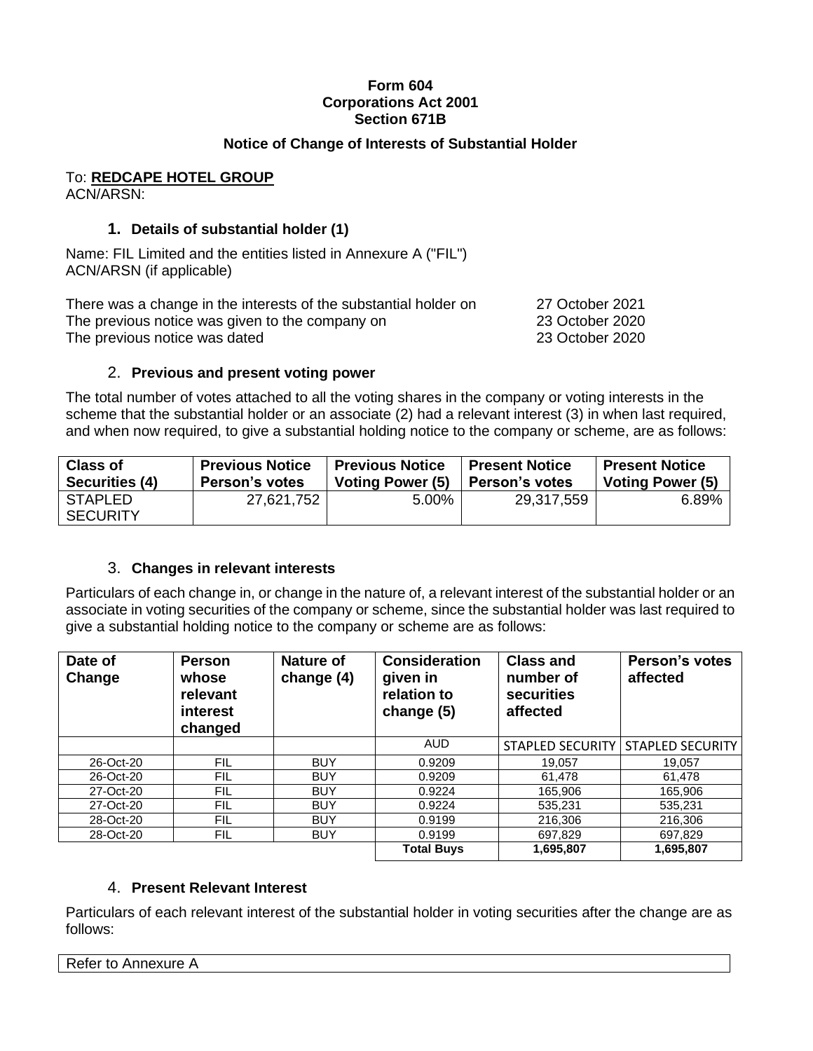**Form 604**
**Corporations Act 2001**
**Section 671B**

## Notice of Change of Interests of Substantial Holder

To: **REDCAPE HOTEL GROUP**
ACN/ARSN:

### 1. Details of substantial holder (1)

Name: FIL Limited and the entities listed in Annexure A ("FIL")
ACN/ARSN (if applicable)

| | |
|---|---|
| There was a change in the interests of the substantial holder on | 27 October 2021 |
| The previous notice was given to the company on | 23 October 2020 |
| The previous notice was dated | 23 October 2020 |

### 2. Previous and present voting power

The total number of votes attached to all the voting shares in the company or voting interests in the scheme that the substantial holder or an associate (2) had a relevant interest (3) in when last required, and when now required, to give a substantial holding notice to the company or scheme, are as follows:

| Class of Securities (4) | Previous Notice Person's votes | Previous Notice Voting Power (5) | Present Notice Person's votes | Present Notice Voting Power (5) |
|---|---|---|---|---|
| STAPLED SECURITY | 27,621,752 | 5.00% | 29,317,559 | 6.89% |

### 3. Changes in relevant interests

Particulars of each change in, or change in the nature of, a relevant interest of the substantial holder or an associate in voting securities of the company or scheme, since the substantial holder was last required to give a substantial holding notice to the company or scheme are as follows:

| Date of Change | Person whose relevant interest changed | Nature of change (4) | Consideration given in relation to change (5) | Class and number of securities affected | Person's votes affected |
|---|---|---|---|---|---|
| | | | AUD | STAPLED SECURITY | STAPLED SECURITY |
| 26-Oct-20 | FIL | BUY | 0.9209 | 19,057 | 19,057 |
| 26-Oct-20 | FIL | BUY | 0.9209 | 61,478 | 61,478 |
| 27-Oct-20 | FIL | BUY | 0.9224 | 165,906 | 165,906 |
| 27-Oct-20 | FIL | BUY | 0.9224 | 535,231 | 535,231 |
| 28-Oct-20 | FIL | BUY | 0.9199 | 216,306 | 216,306 |
| 28-Oct-20 | FIL | BUY | 0.9199 | 697,829 | 697,829 |
| | | | **Total Buys** | **1,695,807** | **1,695,807** |

### 4. Present Relevant Interest

Particulars of each relevant interest of the substantial holder in voting securities after the change are as follows:

| Refer to Annexure A |
|---|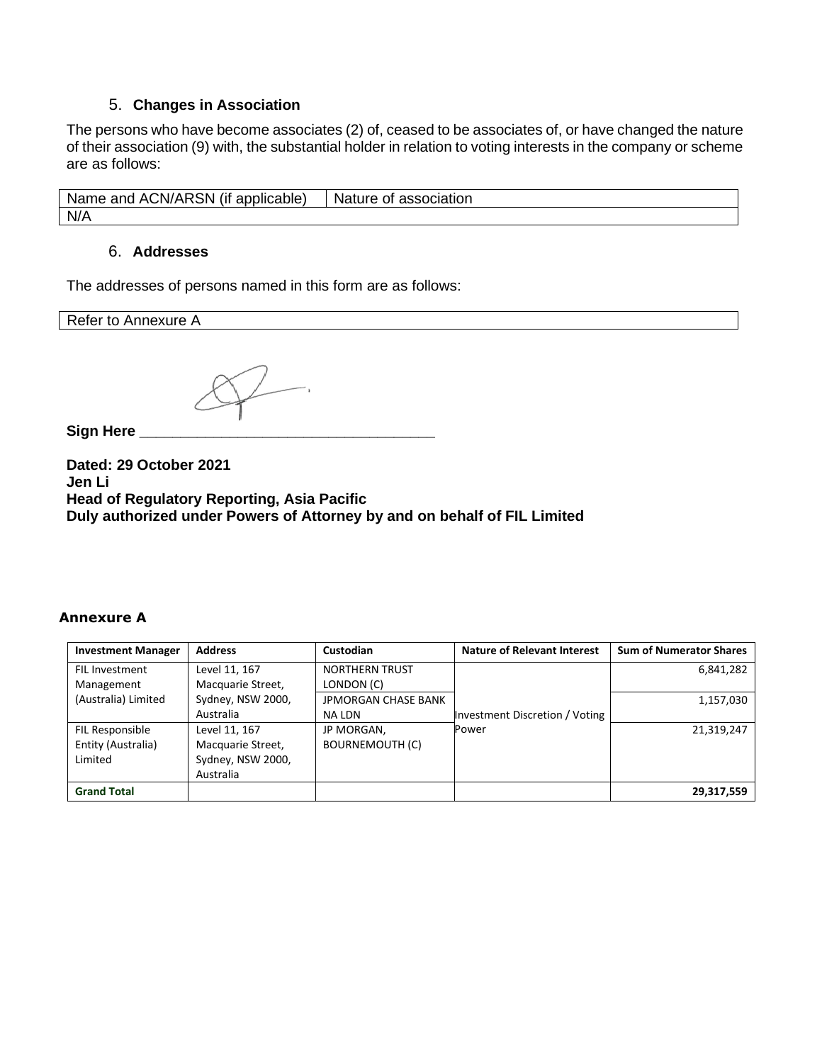## 5. **Changes in Association**

The persons who have become associates (2) of, ceased to be associates of, or have changed the nature of their association (9) with, the substantial holder in relation to voting interests in the company or scheme are as follows:

| Name and ACN/ARSN (if applicable) | Nature of association |
|---|---|
| N/A | |

## 6. **Addresses**

The addresses of persons named in this form are as follows:

| |
|---|
| Refer to Annexure A |

**Sign Here** ____________________________________

**Dated: 29 October 2021**
**Jen Li**
**Head of Regulatory Reporting, Asia Pacific**
**Duly authorized under Powers of Attorney by and on behalf of FIL Limited**

### Annexure A

| Investment Manager | Address | Custodian | Nature of Relevant Interest | Sum of Numerator Shares |
|---|---|---|---|---|
| FIL Investment Management (Australia) Limited | Level 11, 167 Macquarie Street, Sydney, NSW 2000, Australia | NORTHERN TRUST LONDON (C) | Investment Discretion / Voting Power | 6,841,282 |
| | | JPMORGAN CHASE BANK NA LDN | | 1,157,030 |
| FIL Responsible Entity (Australia) Limited | Level 11, 167 Macquarie Street, Sydney, NSW 2000, Australia | JP MORGAN, BOURNEMOUTH (C) | | 21,319,247 |
| **Grand Total** | | | | **29,317,559** |